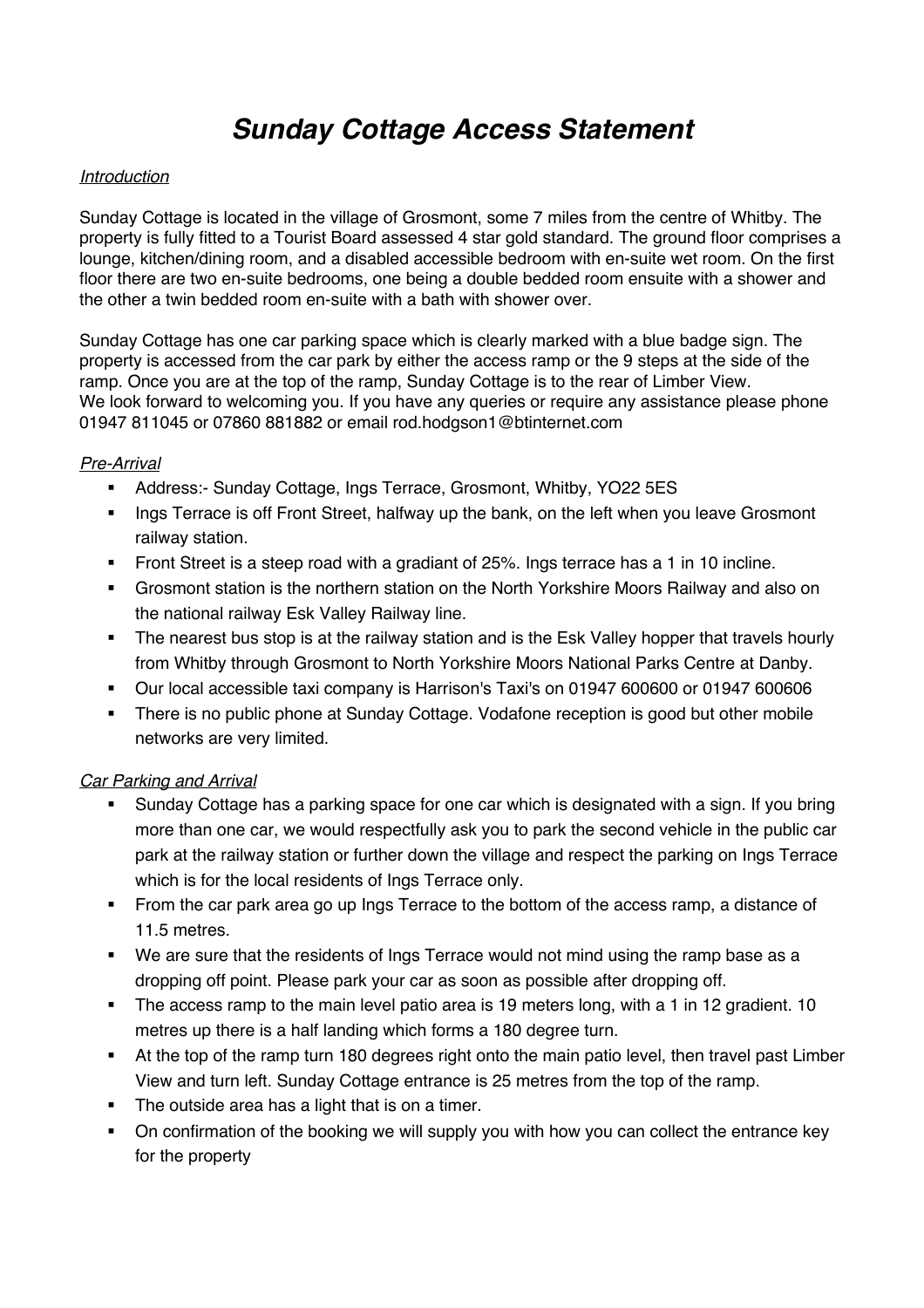# *Sunday Cottage Access Statement*

*Introduction*

Sunday Cottage is located in the village of Grosmont, some 7 miles from the centre of Whitby. The property is fully fitted to a Tourist Board assessed 4 star gold standard. The ground floor comprises a lounge, kitchen/dining room, and a disabled accessible bedroom with en-suite wet room. On the first floor there are two en-suite bedrooms, one being a double bedded room ensuite with a shower and the other a twin bedded room en-suite with a bath with shower over.

Sunday Cottage has one car parking space which is clearly marked with a blue badge sign. The property is accessed from the car park by either the access ramp or the 9 steps at the side of the ramp. Once you are at the top of the ramp, Sunday Cottage is to the rear of Limber View.
We look forward to welcoming you. If you have any queries or require any assistance please phone 01947 811045 or 07860 881882 or email rod.hodgson1@btinternet.com

*Pre-Arrival*

- Address:- Sunday Cottage, Ings Terrace, Grosmont, Whitby, YO22 5ES
- Ings Terrace is off Front Street, halfway up the bank, on the left when you leave Grosmont railway station.
- Front Street is a steep road with a gradiant of 25%. Ings terrace has a 1 in 10 incline.
- Grosmont station is the northern station on the North Yorkshire Moors Railway and also on the national railway Esk Valley Railway line.
- The nearest bus stop is at the railway station and is the Esk Valley hopper that travels hourly from Whitby through Grosmont to North Yorkshire Moors National Parks Centre at Danby.
- Our local accessible taxi company is Harrison's Taxi's on 01947 600600 or 01947 600606
- There is no public phone at Sunday Cottage. Vodafone reception is good but other mobile networks are very limited.

*Car Parking and Arrival*

- Sunday Cottage has a parking space for one car which is designated with a sign. If you bring more than one car, we would respectfully ask you to park the second vehicle in the public car park at the railway station or further down the village and respect the parking on Ings Terrace which is for the local residents of Ings Terrace only.
- From the car park area go up Ings Terrace to the bottom of the access ramp, a distance of 11.5 metres.
- We are sure that the residents of Ings Terrace would not mind using the ramp base as a dropping off point. Please park your car as soon as possible after dropping off.
- The access ramp to the main level patio area is 19 meters long, with a 1 in 12 gradient. 10 metres up there is a half landing which forms a 180 degree turn.
- At the top of the ramp turn 180 degrees right onto the main patio level, then travel past Limber View and turn left. Sunday Cottage entrance is 25 metres from the top of the ramp.
- The outside area has a light that is on a timer.
- On confirmation of the booking we will supply you with how you can collect the entrance key for the property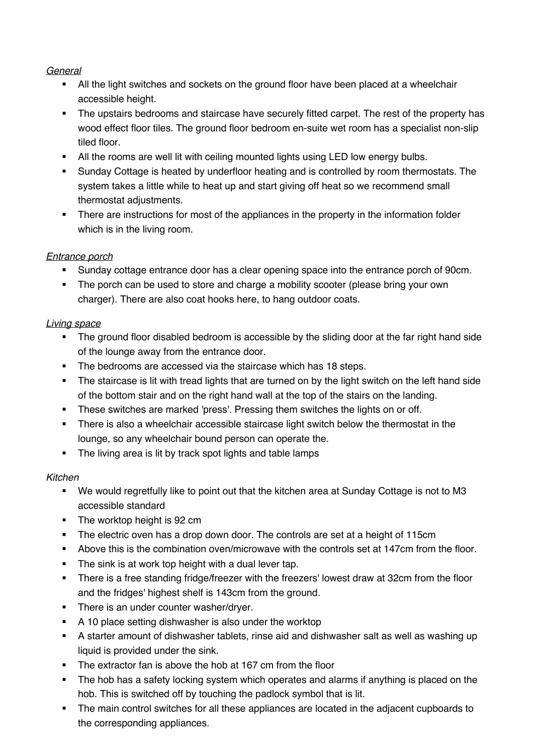*General*

- All the light switches and sockets on the ground floor have been placed at a wheelchair accessible height.
- The upstairs bedrooms and staircase have securely fitted carpet. The rest of the property has wood effect floor tiles. The ground floor bedroom en-suite wet room has a specialist non-slip tiled floor.
- All the rooms are well lit with ceiling mounted lights using LED low energy bulbs.
- Sunday Cottage is heated by underfloor heating and is controlled by room thermostats. The system takes a little while to heat up and start giving off heat so we recommend small thermostat adjustments.
- There are instructions for most of the appliances in the property in the information folder which is in the living room.

*Entrance porch*

- Sunday cottage entrance door has a clear opening space into the entrance porch of 90cm.
- The porch can be used to store and charge a mobility scooter (please bring your own charger). There are also coat hooks here, to hang outdoor coats.

*Living space*

- The ground floor disabled bedroom is accessible by the sliding door at the far right hand side of the lounge away from the entrance door.
- The bedrooms are accessed via the staircase which has 18 steps.
- The staircase is lit with tread lights that are turned on by the light switch on the left hand side of the bottom stair and on the right hand wall at the top of the stairs on the landing.
- These switches are marked 'press'. Pressing them switches the lights on or off.
- There is also a wheelchair accessible staircase light switch below the thermostat in the lounge, so any wheelchair bound person can operate the.
- The living area is lit by track spot lights and table lamps

*Kitchen*

- We would regretfully like to point out that the kitchen area at Sunday Cottage is not to M3 accessible standard
- The worktop height is 92 cm
- The electric oven has a drop down door. The controls are set at a height of 115cm
- Above this is the combination oven/microwave with the controls set at 147cm from the floor.
- The sink is at work top height with a dual lever tap.
- There is a free standing fridge/freezer with the freezers' lowest draw at 32cm from the floor and the fridges' highest shelf is 143cm from the ground.
- There is an under counter washer/dryer.
- A 10 place setting dishwasher is also under the worktop
- A starter amount of dishwasher tablets, rinse aid and dishwasher salt as well as washing up liquid is provided under the sink.
- The extractor fan is above the hob at 167 cm from the floor
- The hob has a safety locking system which operates and alarms if anything is placed on the hob. This is switched off by touching the padlock symbol that is lit.
- The main control switches for all these appliances are located in the adjacent cupboards to the corresponding appliances.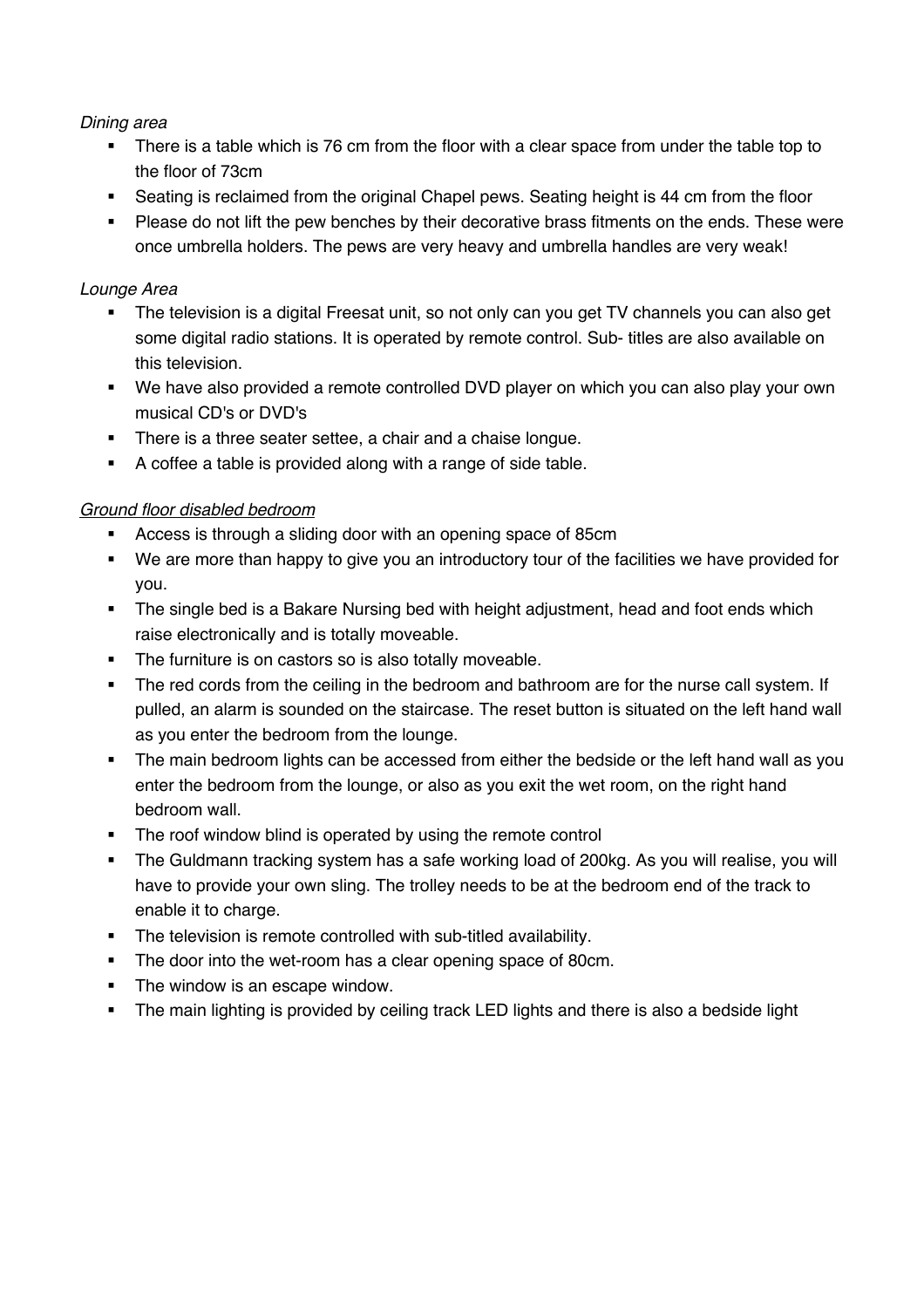*Dining area*

- There is a table which is 76 cm from the floor with a clear space from under the table top to the floor of 73cm
- Seating is reclaimed from the original Chapel pews. Seating height is 44 cm from the floor
- Please do not lift the pew benches by their decorative brass fitments on the ends. These were once umbrella holders. The pews are very heavy and umbrella handles are very weak!

*Lounge Area*

- The television is a digital Freesat unit, so not only can you get TV channels you can also get some digital radio stations. It is operated by remote control. Sub- titles are also available on this television.
- We have also provided a remote controlled DVD player on which you can also play your own musical CD's or DVD's
- There is a three seater settee, a chair and a chaise longue.
- A coffee a table is provided along with a range of side table.

<u>*Ground floor disabled bedroom*</u>

- Access is through a sliding door with an opening space of 85cm
- We are more than happy to give you an introductory tour of the facilities we have provided for you.
- The single bed is a Bakare Nursing bed with height adjustment, head and foot ends which raise electronically and is totally moveable.
- The furniture is on castors so is also totally moveable.
- The red cords from the ceiling in the bedroom and bathroom are for the nurse call system. If pulled, an alarm is sounded on the staircase. The reset button is situated on the left hand wall as you enter the bedroom from the lounge.
- The main bedroom lights can be accessed from either the bedside or the left hand wall as you enter the bedroom from the lounge, or also as you exit the wet room, on the right hand bedroom wall.
- The roof window blind is operated by using the remote control
- The Guldmann tracking system has a safe working load of 200kg. As you will realise, you will have to provide your own sling. The trolley needs to be at the bedroom end of the track to enable it to charge.
- The television is remote controlled with sub-titled availability.
- The door into the wet-room has a clear opening space of 80cm.
- The window is an escape window.
- The main lighting is provided by ceiling track LED lights and there is also a bedside light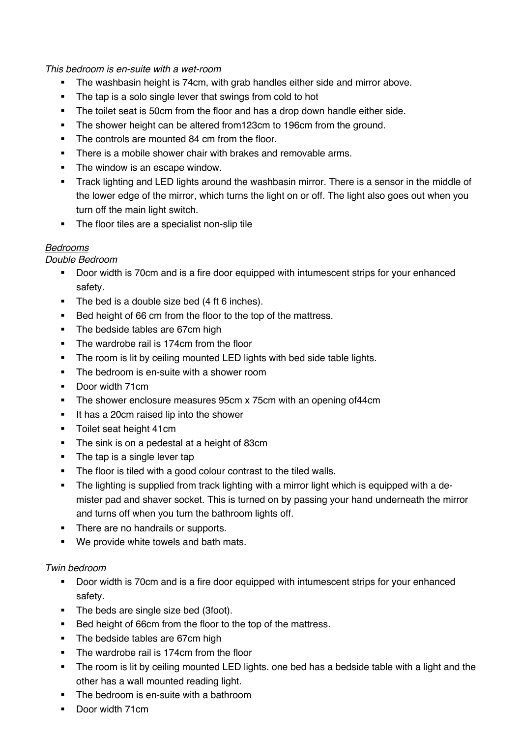*This bedroom is en-suite with a wet-room*

- The washbasin height is 74cm, with grab handles either side and mirror above.
- The tap is a solo single lever that swings from cold to hot
- The toilet seat is 50cm from the floor and has a drop down handle either side.
- The shower height can be altered from123cm to 196cm from the ground.
- The controls are mounted 84 cm from the floor.
- There is a mobile shower chair with brakes and removable arms.
- The window is an escape window.
- Track lighting and LED lights around the washbasin mirror. There is a sensor in the middle of the lower edge of the mirror, which turns the light on or off. The light also goes out when you turn off the main light switch.
- The floor tiles are a specialist non-slip tile

*<u>Bedrooms</u>*

*Double Bedroom*

- Door width is 70cm and is a fire door equipped with intumescent strips for your enhanced safety.
- The bed is a double size bed (4 ft 6 inches).
- Bed height of 66 cm from the floor to the top of the mattress.
- The bedside tables are 67cm high
- The wardrobe rail is 174cm from the floor
- The room is lit by ceiling mounted LED lights with bed side table lights.
- The bedroom is en-suite with a shower room
- Door width 71cm
- The shower enclosure measures 95cm x 75cm with an opening of44cm
- It has a 20cm raised lip into the shower
- Toilet seat height 41cm
- The sink is on a pedestal at a height of 83cm
- The tap is a single lever tap
- The floor is tiled with a good colour contrast to the tiled walls.
- The lighting is supplied from track lighting with a mirror light which is equipped with a de-mister pad and shaver socket. This is turned on by passing your hand underneath the mirror and turns off when you turn the bathroom lights off.
- There are no handrails or supports.
- We provide white towels and bath mats.

*Twin bedroom*

- Door width is 70cm and is a fire door equipped with intumescent strips for your enhanced safety.
- The beds are single size bed (3foot).
- Bed height of 66cm from the floor to the top of the mattress.
- The bedside tables are 67cm high
- The wardrobe rail is 174cm from the floor
- The room is lit by ceiling mounted LED lights. one bed has a bedside table with a light and the other has a wall mounted reading light.
- The bedroom is en-suite with a bathroom
- Door width 71cm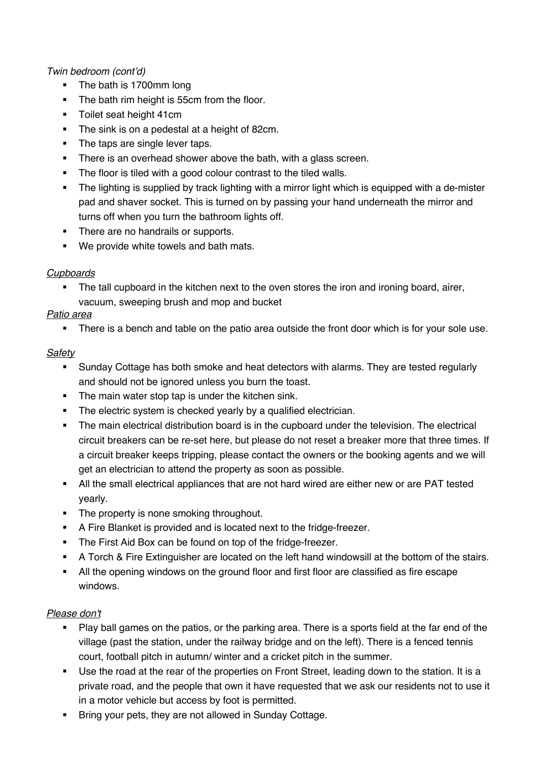*Twin bedroom (cont'd)*

- The bath is 1700mm long
- The bath rim height is 55cm from the floor.
- Toilet seat height 41cm
- The sink is on a pedestal at a height of 82cm.
- The taps are single lever taps.
- There is an overhead shower above the bath, with a glass screen.
- The floor is tiled with a good colour contrast to the tiled walls.
- The lighting is supplied by track lighting with a mirror light which is equipped with a de-mister pad and shaver socket. This is turned on by passing your hand underneath the mirror and turns off when you turn the bathroom lights off.
- There are no handrails or supports.
- We provide white towels and bath mats.

*Cupboards*

- The tall cupboard in the kitchen next to the oven stores the iron and ironing board, airer, vacuum, sweeping brush and mop and bucket

*Patio area*

- There is a bench and table on the patio area outside the front door which is for your sole use.

*Safety*

- Sunday Cottage has both smoke and heat detectors with alarms. They are tested regularly and should not be ignored unless you burn the toast.
- The main water stop tap is under the kitchen sink.
- The electric system is checked yearly by a qualified electrician.
- The main electrical distribution board is in the cupboard under the television. The electrical circuit breakers can be re-set here, but please do not reset a breaker more that three times. If a circuit breaker keeps tripping, please contact the owners or the booking agents and we will get an electrician to attend the property as soon as possible.
- All the small electrical appliances that are not hard wired are either new or are PAT tested yearly.
- The property is none smoking throughout.
- A Fire Blanket is provided and is located next to the fridge-freezer.
- The First Aid Box can be found on top of the fridge-freezer.
- A Torch & Fire Extinguisher are located on the left hand windowsill at the bottom of the stairs.
- All the opening windows on the ground floor and first floor are classified as fire escape windows.

*Please don't*

- Play ball games on the patios, or the parking area. There is a sports field at the far end of the village (past the station, under the railway bridge and on the left). There is a fenced tennis court, football pitch in autumn/ winter and a cricket pitch in the summer.
- Use the road at the rear of the properties on Front Street, leading down to the station. It is a private road, and the people that own it have requested that we ask our residents not to use it in a motor vehicle but access by foot is permitted.
- Bring your pets, they are not allowed in Sunday Cottage.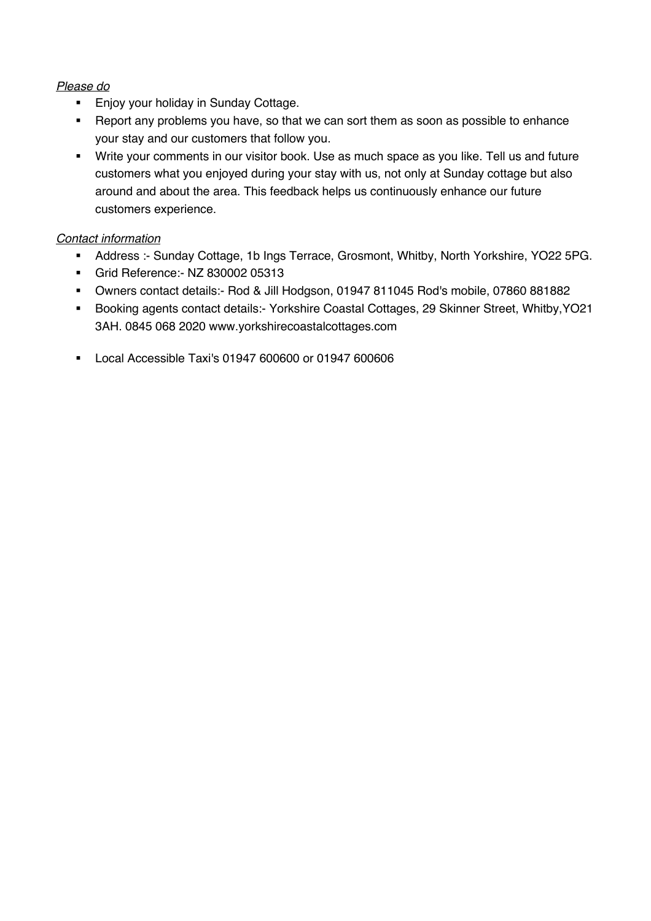*Please do*

- Enjoy your holiday in Sunday Cottage.
- Report any problems you have, so that we can sort them as soon as possible to enhance your stay and our customers that follow you.
- Write your comments in our visitor book. Use as much space as you like. Tell us and future customers what you enjoyed during your stay with us, not only at Sunday cottage but also around and about the area. This feedback helps us continuously enhance our future customers experience.

*Contact information*

- Address :- Sunday Cottage, 1b Ings Terrace, Grosmont, Whitby, North Yorkshire, YO22 5PG.
- Grid Reference:- NZ 830002 05313
- Owners contact details:- Rod & Jill Hodgson, 01947 811045 Rod's mobile, 07860 881882
- Booking agents contact details:- Yorkshire Coastal Cottages, 29 Skinner Street, Whitby,YO21 3AH. 0845 068 2020 www.yorkshirecoastalcottages.com

- Local Accessible Taxi's 01947 600600 or 01947 600606